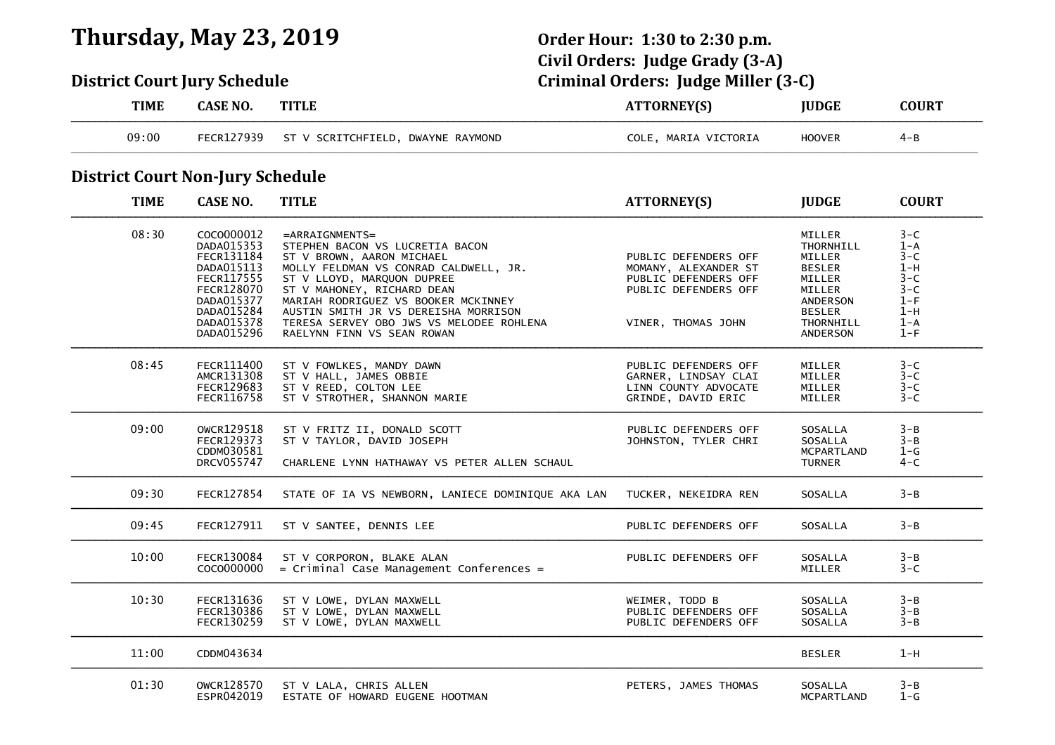# Thursday, May 23, 2019

**Order Hour: 1:30 to 2:30 p.m.**
**Civil Orders: Judge Grady (3-A)**
**Criminal Orders: Judge Miller (3-C)**

## District Court Jury Schedule

| TIME | CASE NO. | TITLE | ATTORNEY(S) | JUDGE | COURT |
|---|---|---|---|---|---|
| 09:00 | FECR127939 | ST V SCRITCHFIELD, DWAYNE RAYMOND | COLE, MARIA VICTORIA | HOOVER | 4-B |

## District Court Non-Jury Schedule

| TIME | CASE NO. | TITLE | ATTORNEY(S) | JUDGE | COURT |
|---|---|---|---|---|---|
| 08:30 | COCO000012 | =ARRAIGNMENTS= | | MILLER | 3-C |
| | DADA015353 | STEPHEN BACON VS LUCRETIA BACON | | THORNHILL | 1-A |
| | FECR131184 | ST V BROWN, AARON MICHAEL | PUBLIC DEFENDERS OFF | MILLER | 3-C |
| | DADA015113 | MOLLY FELDMAN VS CONRAD CALDWELL, JR. | MOMANY, ALEXANDER ST | BESLER | 1-H |
| | FECR117555 | ST V LLOYD, MARQUON DUPREE | PUBLIC DEFENDERS OFF | MILLER | 3-C |
| | FECR128070 | ST V MAHONEY, RICHARD DEAN | PUBLIC DEFENDERS OFF | MILLER | 3-C |
| | DADA015377 | MARIAH RODRIGUEZ VS BOOKER MCKINNEY | | ANDERSON | 1-F |
| | DADA015284 | AUSTIN SMITH JR VS DEREISHA MORRISON | | BESLER | 1-H |
| | DADA015378 | TERESA SERVEY OBO JWS VS MELODEE ROHLENA | VINER, THOMAS JOHN | THORNHILL | 1-A |
| | DADA015296 | RAELYNN FINN VS SEAN ROWAN | | ANDERSON | 1-F |
| 08:45 | FECR111400 | ST V FOWLKES, MANDY DAWN | PUBLIC DEFENDERS OFF | MILLER | 3-C |
| | AMCR131308 | ST V HALL, JAMES OBBIE | GARNER, LINDSAY CLAI | MILLER | 3-C |
| | FECR129683 | ST V REED, COLTON LEE | LINN COUNTY ADVOCATE | MILLER | 3-C |
| | FECR116758 | ST V STROTHER, SHANNON MARIE | GRINDE, DAVID ERIC | MILLER | 3-C |
| 09:00 | OWCR129518 | ST V FRITZ II, DONALD SCOTT | PUBLIC DEFENDERS OFF | SOSALLA | 3-B |
| | FECR129373 | ST V TAYLOR, DAVID JOSEPH | JOHNSTON, TYLER CHRI | SOSALLA | 3-B |
| | CDDM030581 | | | MCPARTLAND | 1-G |
| | DRCV055747 | CHARLENE LYNN HATHAWAY VS PETER ALLEN SCHAUL | | TURNER | 4-C |
| 09:30 | FECR127854 | STATE OF IA VS NEWBORN, LANIECE DOMINIQUE AKA LAN | TUCKER, NEKEIDRA REN | SOSALLA | 3-B |
| 09:45 | FECR127911 | ST V SANTEE, DENNIS LEE | PUBLIC DEFENDERS OFF | SOSALLA | 3-B |
| 10:00 | FECR130084 | ST V CORPORON, BLAKE ALAN | PUBLIC DEFENDERS OFF | SOSALLA | 3-B |
| | COCO000000 | = Criminal Case Management Conferences = | | MILLER | 3-C |
| 10:30 | FECR131636 | ST V LOWE, DYLAN MAXWELL | WEIMER, TODD B | SOSALLA | 3-B |
| | FECR130386 | ST V LOWE, DYLAN MAXWELL | PUBLIC DEFENDERS OFF | SOSALLA | 3-B |
| | FECR130259 | ST V LOWE, DYLAN MAXWELL | PUBLIC DEFENDERS OFF | SOSALLA | 3-B |
| 11:00 | CDDM043634 | | | BESLER | 1-H |
| 01:30 | OWCR128570 | ST V LALA, CHRIS ALLEN | PETERS, JAMES THOMAS | SOSALLA | 3-B |
| | ESPR042019 | ESTATE OF HOWARD EUGENE HOOTMAN | | MCPARTLAND | 1-G |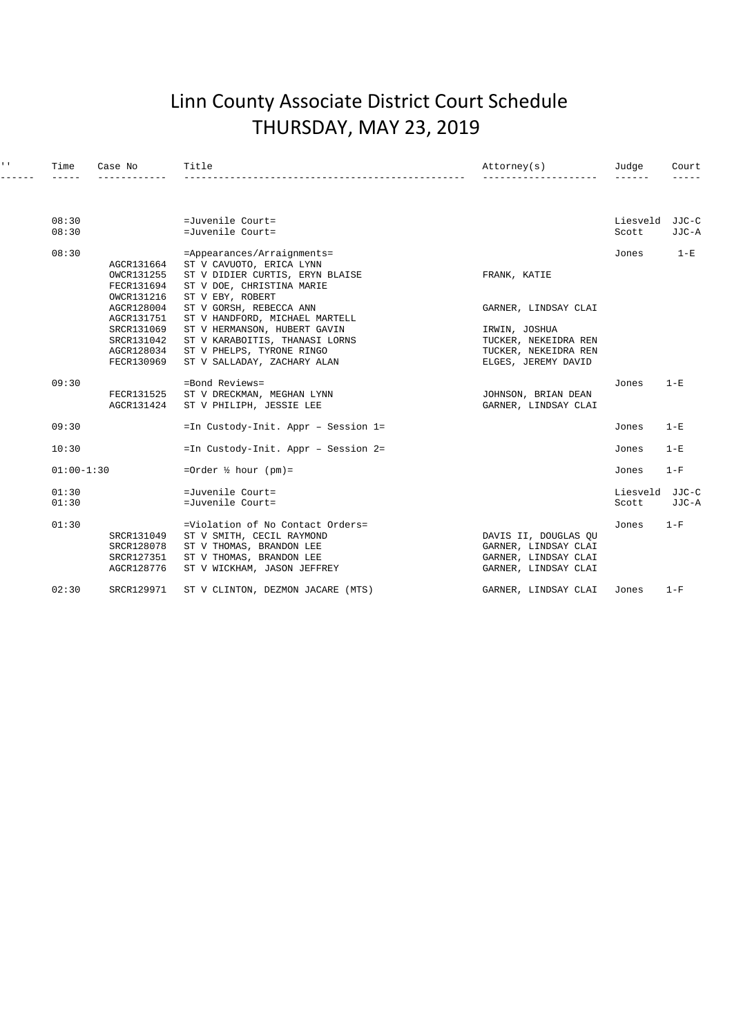# Linn County Associate District Court Schedule
# THURSDAY, MAY 23, 2019

| '' | Time | Case No | Title | Attorney(s) | Judge | Court |
|---|---|---|---|---|---|---|
| | 08:30 | | =Juvenile Court= | | Liesveld | JJC-C |
| | 08:30 | | =Juvenile Court= | | Scott | JJC-A |
| | 08:30 | | =Appearances/Arraignments= | | Jones | 1-E |
| | | AGCR131664 | ST V CAVUOTO, ERICA LYNN | | | |
| | | OWCR131255 | ST V DIDIER CURTIS, ERYN BLAISE | FRANK, KATIE | | |
| | | FECR131694 | ST V DOE, CHRISTINA MARIE | | | |
| | | OWCR131216 | ST V EBY, ROBERT | | | |
| | | AGCR128004 | ST V GORSH, REBECCA ANN | GARNER, LINDSAY CLAI | | |
| | | AGCR131751 | ST V HANDFORD, MICHAEL MARTELL | | | |
| | | SRCR131069 | ST V HERMANSON, HUBERT GAVIN | IRWIN, JOSHUA | | |
| | | SRCR131042 | ST V KARABOITIS, THANASI LORNS | TUCKER, NEKEIDRA REN | | |
| | | AGCR128034 | ST V PHELPS, TYRONE RINGO | TUCKER, NEKEIDRA REN | | |
| | | FECR130969 | ST V SALLADAY, ZACHARY ALAN | ELGES, JEREMY DAVID | | |
| | 09:30 | | =Bond Reviews= | | Jones | 1-E |
| | | FECR131525 | ST V DRECKMAN, MEGHAN LYNN | JOHNSON, BRIAN DEAN | | |
| | | AGCR131424 | ST V PHILIPH, JESSIE LEE | GARNER, LINDSAY CLAI | | |
| | 09:30 | | =In Custody-Init. Appr – Session 1= | | Jones | 1-E |
| | 10:30 | | =In Custody-Init. Appr – Session 2= | | Jones | 1-E |
| | 01:00-1:30 | | =Order ½ hour (pm)= | | Jones | 1-F |
| | 01:30 | | =Juvenile Court= | | Liesveld | JJC-C |
| | 01:30 | | =Juvenile Court= | | Scott | JJC-A |
| | 01:30 | | =Violation of No Contact Orders= | | Jones | 1-F |
| | | SRCR131049 | ST V SMITH, CECIL RAYMOND | DAVIS II, DOUGLAS QU | | |
| | | SRCR128078 | ST V THOMAS, BRANDON LEE | GARNER, LINDSAY CLAI | | |
| | | SRCR127351 | ST V THOMAS, BRANDON LEE | GARNER, LINDSAY CLAI | | |
| | | AGCR128776 | ST V WICKHAM, JASON JEFFREY | GARNER, LINDSAY CLAI | | |
| | 02:30 | SRCR129971 | ST V CLINTON, DEZMON JACARE (MTS) | GARNER, LINDSAY CLAI | Jones | 1-F |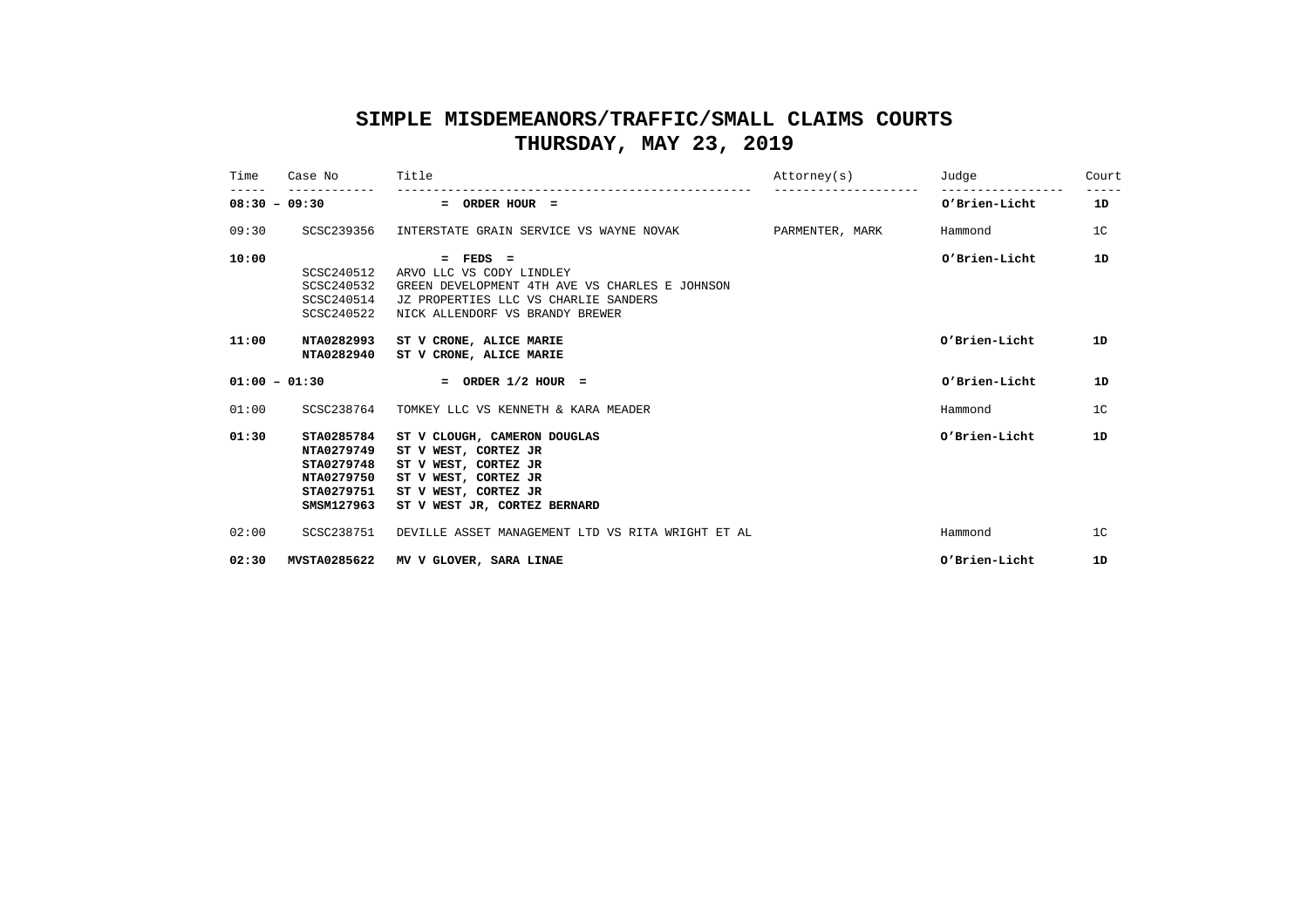# SIMPLE MISDEMEANORS/TRAFFIC/SMALL CLAIMS COURTS
# THURSDAY, MAY 23, 2019

| Time | Case No | Title | Attorney(s) | Judge | Court |
|---|---|---|---|---|---|
| **08:30 – 09:30** | | **= ORDER HOUR =** | | **O'Brien-Licht** | **1D** |
| 09:30 | SCSC239356 | INTERSTATE GRAIN SERVICE VS WAYNE NOVAK | PARMENTER, MARK | Hammond | 1C |
| **10:00** | | **= FEDS =** | | **O'Brien-Licht** | **1D** |
| | SCSC240512 | ARVO LLC VS CODY LINDLEY | | | |
| | SCSC240532 | GREEN DEVELOPMENT 4TH AVE VS CHARLES E JOHNSON | | | |
| | SCSC240514 | JZ PROPERTIES LLC VS CHARLIE SANDERS | | | |
| | SCSC240522 | NICK ALLENDORF VS BRANDY BREWER | | | |
| **11:00** | **NTA0282993** | **ST V CRONE, ALICE MARIE** | | **O'Brien-Licht** | **1D** |
| | **NTA0282940** | **ST V CRONE, ALICE MARIE** | | | |
| **01:00 – 01:30** | | **= ORDER 1/2 HOUR =** | | **O'Brien-Licht** | **1D** |
| 01:00 | SCSC238764 | TOMKEY LLC VS KENNETH & KARA MEADER | | Hammond | 1C |
| **01:30** | **STA0285784** | **ST V CLOUGH, CAMERON DOUGLAS** | | **O'Brien-Licht** | **1D** |
| | **NTA0279749** | **ST V WEST, CORTEZ JR** | | | |
| | **STA0279748** | **ST V WEST, CORTEZ JR** | | | |
| | **NTA0279750** | **ST V WEST, CORTEZ JR** | | | |
| | **STA0279751** | **ST V WEST, CORTEZ JR** | | | |
| | **SMSM127963** | **ST V WEST JR, CORTEZ BERNARD** | | | |
| 02:00 | SCSC238751 | DEVILLE ASSET MANAGEMENT LTD VS RITA WRIGHT ET AL | | Hammond | 1C |
| **02:30** | **MVSTA0285622** | **MV V GLOVER, SARA LINAE** | | **O'Brien-Licht** | **1D** |